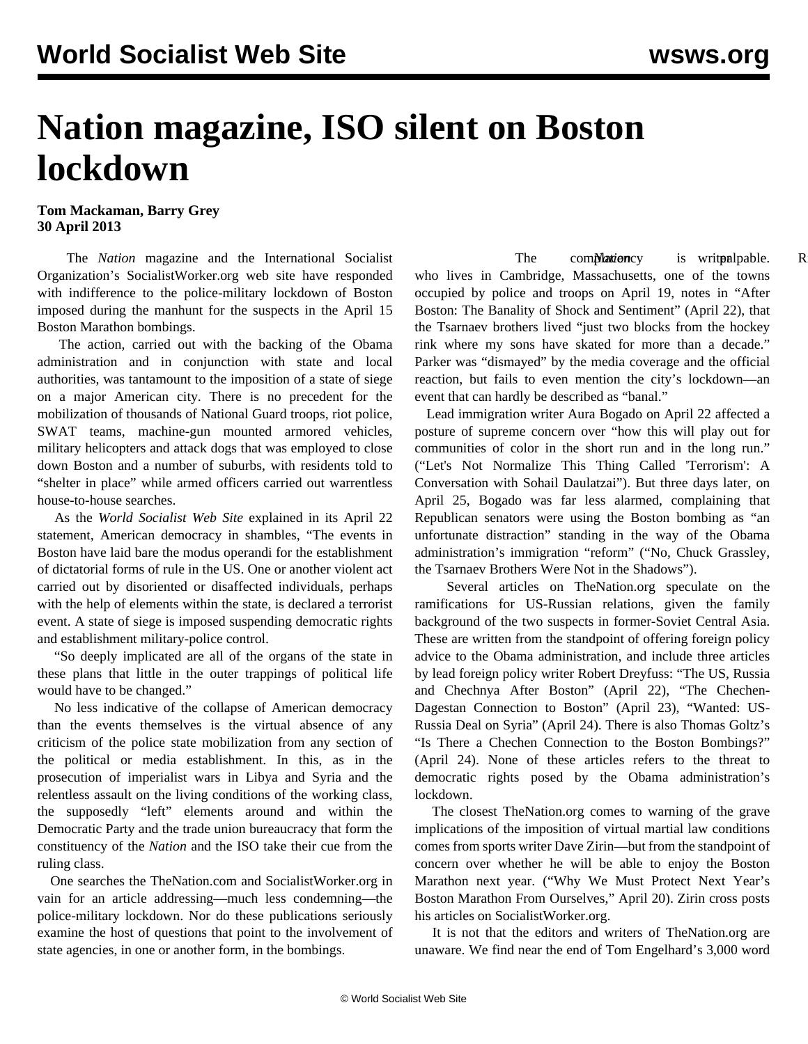# Nation magazine, ISO silent on Boston lockdown

**Tom Mackaman, Barry Grey**
**30 April 2013**

The *Nation* magazine and the International Socialist Organization's SocialistWorker.org web site have responded with indifference to the police-military lockdown of Boston imposed during the manhunt for the suspects in the April 15 Boston Marathon bombings.

The action, carried out with the backing of the Obama administration and in conjunction with state and local authorities, was tantamount to the imposition of a state of siege on a major American city. There is no precedent for the mobilization of thousands of National Guard troops, riot police, SWAT teams, machine-gun mounted armored vehicles, military helicopters and attack dogs that was employed to close down Boston and a number of suburbs, with residents told to "shelter in place" while armed officers carried out warrentless house-to-house searches.

As the *World Socialist Web Site* explained in its April 22 statement, American democracy in shambles, "The events in Boston have laid bare the modus operandi for the establishment of dictatorial forms of rule in the US. One or another violent act carried out by disoriented or disaffected individuals, perhaps with the help of elements within the state, is declared a terrorist event. A state of siege is imposed suspending democratic rights and establishment military-police control.

"So deeply implicated are all of the organs of the state in these plans that little in the outer trappings of political life would have to be changed."

No less indicative of the collapse of American democracy than the events themselves is the virtual absence of any criticism of the police state mobilization from any section of the political or media establishment. In this, as in the prosecution of imperialist wars in Libya and Syria and the relentless assault on the living conditions of the working class, the supposedly "left" elements around and within the Democratic Party and the trade union bureaucracy that form the constituency of the *Nation* and the ISO take their cue from the ruling class.

One searches the TheNation.com and SocialistWorker.org in vain for an article addressing—much less condemning—the police-military lockdown. Nor do these publications seriously examine the host of questions that point to the involvement of state agencies, in one or another form, in the bombings.

The complacency is palpable. *Nation* writer R who lives in Cambridge, Massachusetts, one of the towns occupied by police and troops on April 19, notes in "After Boston: The Banality of Shock and Sentiment" (April 22), that the Tsarnaev brothers lived "just two blocks from the hockey rink where my sons have skated for more than a decade." Parker was "dismayed" by the media coverage and the official reaction, but fails to even mention the city's lockdown—an event that can hardly be described as "banal."

Lead immigration writer Aura Bogado on April 22 affected a posture of supreme concern over "how this will play out for communities of color in the short run and in the long run." ("Let's Not Normalize This Thing Called 'Terrorism': A Conversation with Sohail Daulatzai"). But three days later, on April 25, Bogado was far less alarmed, complaining that Republican senators were using the Boston bombing as "an unfortunate distraction" standing in the way of the Obama administration's immigration "reform" ("No, Chuck Grassley, the Tsarnaev Brothers Were Not in the Shadows").

Several articles on TheNation.org speculate on the ramifications for US-Russian relations, given the family background of the two suspects in former-Soviet Central Asia. These are written from the standpoint of offering foreign policy advice to the Obama administration, and include three articles by lead foreign policy writer Robert Dreyfuss: "The US, Russia and Chechnya After Boston" (April 22), "The Chechen-Dagestan Connection to Boston" (April 23), "Wanted: US-Russia Deal on Syria" (April 24). There is also Thomas Goltz's "Is There a Chechen Connection to the Boston Bombings?" (April 24). None of these articles refers to the threat to democratic rights posed by the Obama administration's lockdown.

The closest TheNation.org comes to warning of the grave implications of the imposition of virtual martial law conditions comes from sports writer Dave Zirin—but from the standpoint of concern over whether he will be able to enjoy the Boston Marathon next year. ("Why We Must Protect Next Year's Boston Marathon From Ourselves," April 20). Zirin cross posts his articles on SocialistWorker.org.

It is not that the editors and writers of TheNation.org are unaware. We find near the end of Tom Engelhard's 3,000 word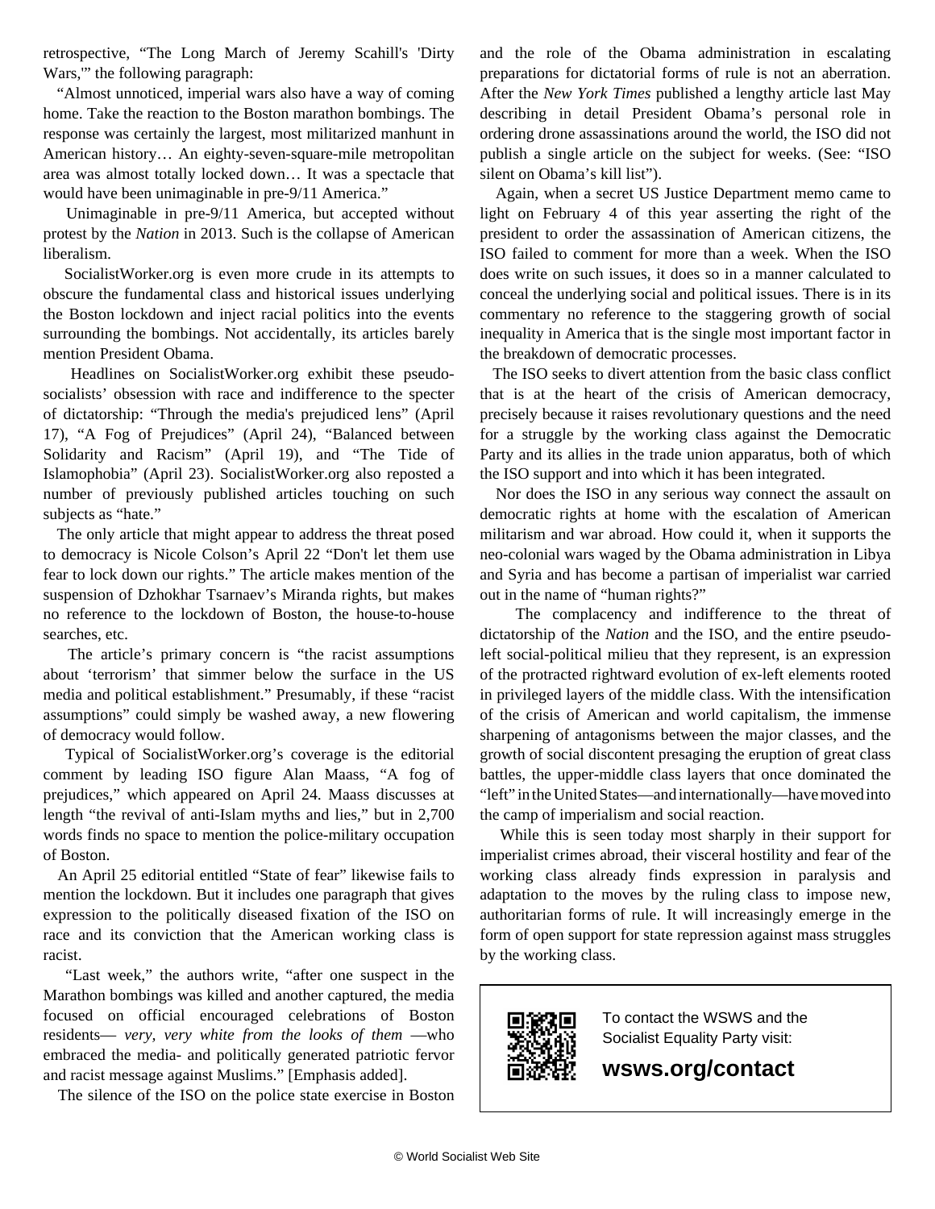retrospective, "The Long March of Jeremy Scahill's 'Dirty Wars,'" the following paragraph:

"Almost unnoticed, imperial wars also have a way of coming home. Take the reaction to the Boston marathon bombings. The response was certainly the largest, most militarized manhunt in American history… An eighty-seven-square-mile metropolitan area was almost totally locked down… It was a spectacle that would have been unimaginable in pre-9/11 America."

Unimaginable in pre-9/11 America, but accepted without protest by the *Nation* in 2013. Such is the collapse of American liberalism.

SocialistWorker.org is even more crude in its attempts to obscure the fundamental class and historical issues underlying the Boston lockdown and inject racial politics into the events surrounding the bombings. Not accidentally, its articles barely mention President Obama.

Headlines on SocialistWorker.org exhibit these pseudo-socialists' obsession with race and indifference to the specter of dictatorship: "Through the media's prejudiced lens" (April 17), "A Fog of Prejudices" (April 24), "Balanced between Solidarity and Racism" (April 19), and "The Tide of Islamophobia" (April 23). SocialistWorker.org also reposted a number of previously published articles touching on such subjects as "hate."

The only article that might appear to address the threat posed to democracy is Nicole Colson's April 22 "Don't let them use fear to lock down our rights." The article makes mention of the suspension of Dzhokhar Tsarnaev's Miranda rights, but makes no reference to the lockdown of Boston, the house-to-house searches, etc.

The article's primary concern is "the racist assumptions about 'terrorism' that simmer below the surface in the US media and political establishment." Presumably, if these "racist assumptions" could simply be washed away, a new flowering of democracy would follow.

Typical of SocialistWorker.org's coverage is the editorial comment by leading ISO figure Alan Maass, "A fog of prejudices," which appeared on April 24. Maass discusses at length "the revival of anti-Islam myths and lies," but in 2,700 words finds no space to mention the police-military occupation of Boston.

An April 25 editorial entitled "State of fear" likewise fails to mention the lockdown. But it includes one paragraph that gives expression to the politically diseased fixation of the ISO on race and its conviction that the American working class is racist.

"Last week," the authors write, "after one suspect in the Marathon bombings was killed and another captured, the media focused on official encouraged celebrations of Boston residents— *very, very white from the looks of them* —who embraced the media- and politically generated patriotic fervor and racist message against Muslims." [Emphasis added].

The silence of the ISO on the police state exercise in Boston and the role of the Obama administration in escalating preparations for dictatorial forms of rule is not an aberration. After the *New York Times* published a lengthy article last May describing in detail President Obama's personal role in ordering drone assassinations around the world, the ISO did not publish a single article on the subject for weeks. (See: "ISO silent on Obama's kill list").

Again, when a secret US Justice Department memo came to light on February 4 of this year asserting the right of the president to order the assassination of American citizens, the ISO failed to comment for more than a week. When the ISO does write on such issues, it does so in a manner calculated to conceal the underlying social and political issues. There is in its commentary no reference to the staggering growth of social inequality in America that is the single most important factor in the breakdown of democratic processes.

The ISO seeks to divert attention from the basic class conflict that is at the heart of the crisis of American democracy, precisely because it raises revolutionary questions and the need for a struggle by the working class against the Democratic Party and its allies in the trade union apparatus, both of which the ISO support and into which it has been integrated.

Nor does the ISO in any serious way connect the assault on democratic rights at home with the escalation of American militarism and war abroad. How could it, when it supports the neo-colonial wars waged by the Obama administration in Libya and Syria and has become a partisan of imperialist war carried out in the name of "human rights?"

The complacency and indifference to the threat of dictatorship of the *Nation* and the ISO, and the entire pseudo-left social-political milieu that they represent, is an expression of the protracted rightward evolution of ex-left elements rooted in privileged layers of the middle class. With the intensification of the crisis of American and world capitalism, the immense sharpening of antagonisms between the major classes, and the growth of social discontent presaging the eruption of great class battles, the upper-middle class layers that once dominated the "left" in the United States—and internationally—have moved into the camp of imperialism and social reaction.

While this is seen today most sharply in their support for imperialist crimes abroad, their visceral hostility and fear of the working class already finds expression in paralysis and adaptation to the moves by the ruling class to impose new, authoritarian forms of rule. It will increasingly emerge in the form of open support for state repression against mass struggles by the working class.

To contact the WSWS and the Socialist Equality Party visit:

**wsws.org/contact**